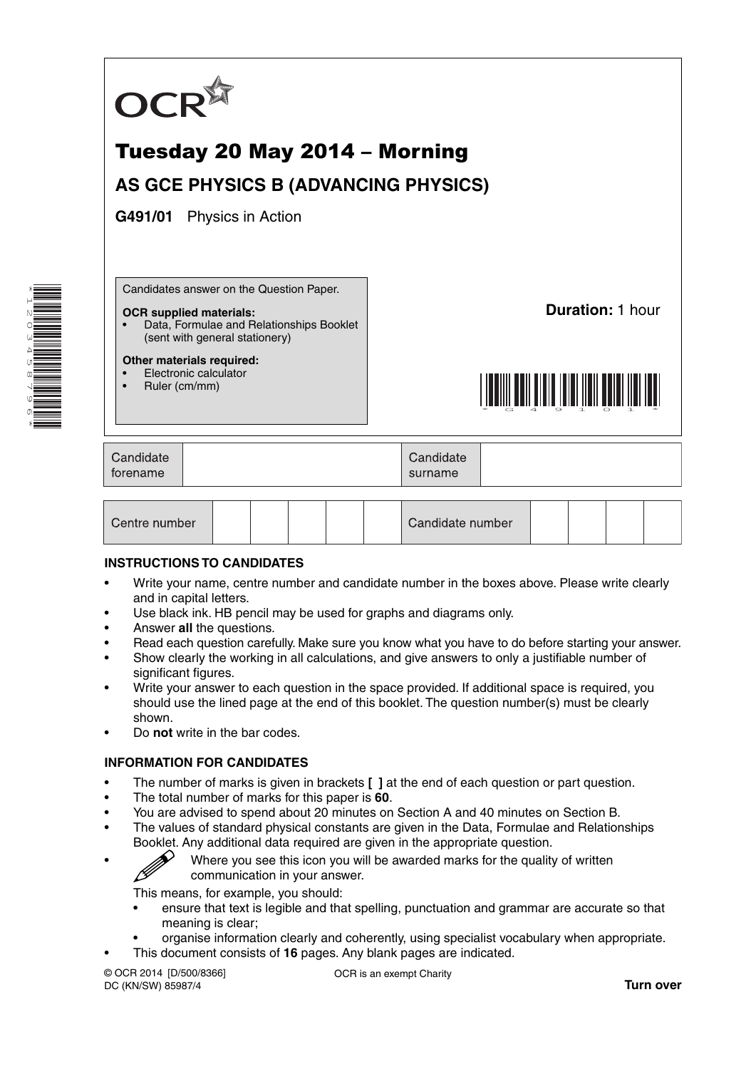OCR

# Tuesday 20 May 2014 – Morning

## AS GCE PHYSICS B (ADVANCING PHYSICS)

**G491/01** Physics in Action

Candidates answer on the Question Paper.

**OCR supplied materials:**
- Data, Formulae and Relationships Booklet (sent with general stationery)

**Other materials required:**
- Electronic calculator
- Ruler (cm/mm)

**Duration:** 1 hour

| Candidate forename | | Candidate surname | |
|---|---|---|---|

| Centre number | | | | | | Candidate number | | | | |
|---|---|---|---|---|---|---|---|---|---|---|

**INSTRUCTIONS TO CANDIDATES**

- Write your name, centre number and candidate number in the boxes above. Please write clearly and in capital letters.
- Use black ink. HB pencil may be used for graphs and diagrams only.
- Answer **all** the questions.
- Read each question carefully. Make sure you know what you have to do before starting your answer.
- Show clearly the working in all calculations, and give answers to only a justifiable number of significant figures.
- Write your answer to each question in the space provided. If additional space is required, you should use the lined page at the end of this booklet. The question number(s) must be clearly shown.
- Do **not** write in the bar codes.

**INFORMATION FOR CANDIDATES**

- The number of marks is given in brackets **[ ]** at the end of each question or part question.
- The total number of marks for this paper is **60**.
- You are advised to spend about 20 minutes on Section A and 40 minutes on Section B.
- The values of standard physical constants are given in the Data, Formulae and Relationships Booklet. Any additional data required are given in the appropriate question.
- Where you see this icon you will be awarded marks for the quality of written communication in your answer.

  This means, for example, you should:
  - ensure that text is legible and that spelling, punctuation and grammar are accurate so that meaning is clear;
  - organise information clearly and coherently, using specialist vocabulary when appropriate.
- This document consists of **16** pages. Any blank pages are indicated.

© OCR 2014 [D/500/8366]
DC (KN/SW) 85987/4

OCR is an exempt Charity

**Turn over**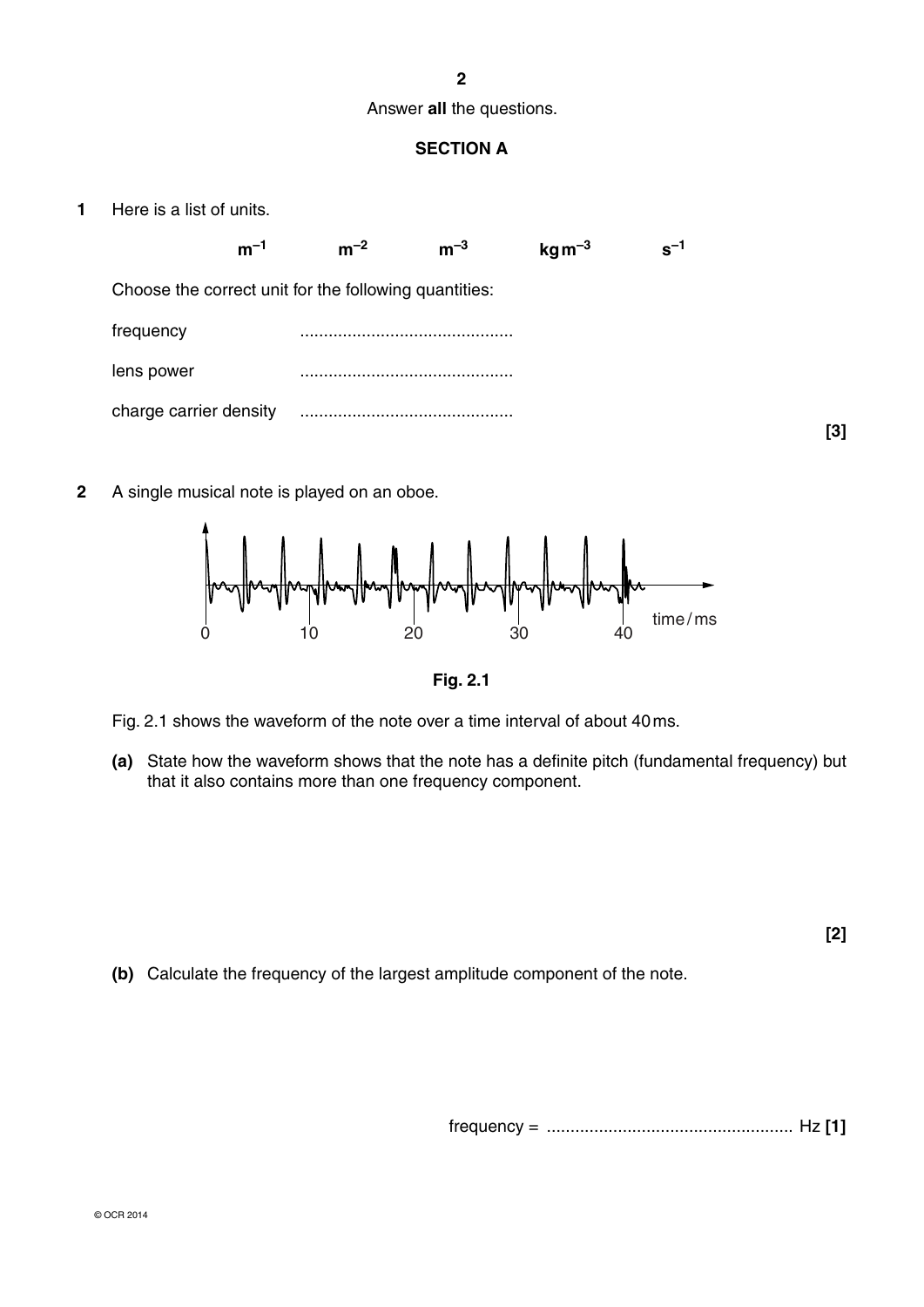Answer **all** the questions.

## SECTION A

**1** Here is a list of units.

$m^{-1}$ $m^{-2}$ $m^{-3}$ $kg\,m^{-3}$ $s^{-1}$

Choose the correct unit for the following quantities:

frequency ............................................

lens power ............................................

charge carrier density ............................................

**[3]**

**2** A single musical note is played on an oboe.

**Fig. 2.1**

Fig. 2.1 shows the waveform of the note over a time interval of about 40 ms.

**(a)** State how the waveform shows that the note has a definite pitch (fundamental frequency) but that it also contains more than one frequency component.

**[2]**

**(b)** Calculate the frequency of the largest amplitude component of the note.

frequency = ................................................... Hz **[1]**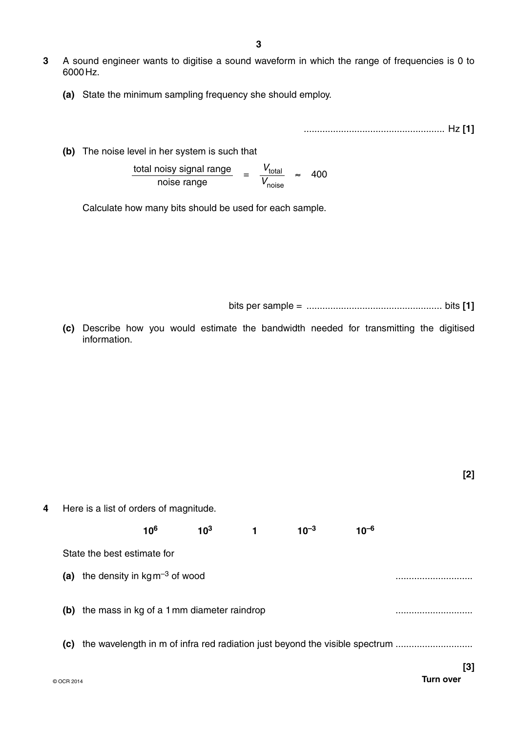**3** A sound engineer wants to digitise a sound waveform in which the range of frequencies is 0 to 6000 Hz.

**(a)** State the minimum sampling frequency she should employ.

.................................................... Hz **[1]**

**(b)** The noise level in her system is such that

$$\frac{\text{total noisy signal range}}{\text{noise range}} = \frac{V_{\text{total}}}{V_{\text{noise}}} \approx 400$$

Calculate how many bits should be used for each sample.

bits per sample = .................................................. bits **[1]**

**(c)** Describe how you would estimate the bandwidth needed for transmitting the digitised information.

**[2]**

**4** Here is a list of orders of magnitude.

$10^6$ $\quad$ $10^3$ $\quad$ $1$ $\quad$ $10^{-3}$ $\quad$ $10^{-6}$

State the best estimate for

**(a)** the density in $\text{kg m}^{-3}$ of wood ............................

**(b)** the mass in kg of a 1 mm diameter raindrop ............................

**(c)** the wavelength in m of infra red radiation just beyond the visible spectrum ............................

**[3]**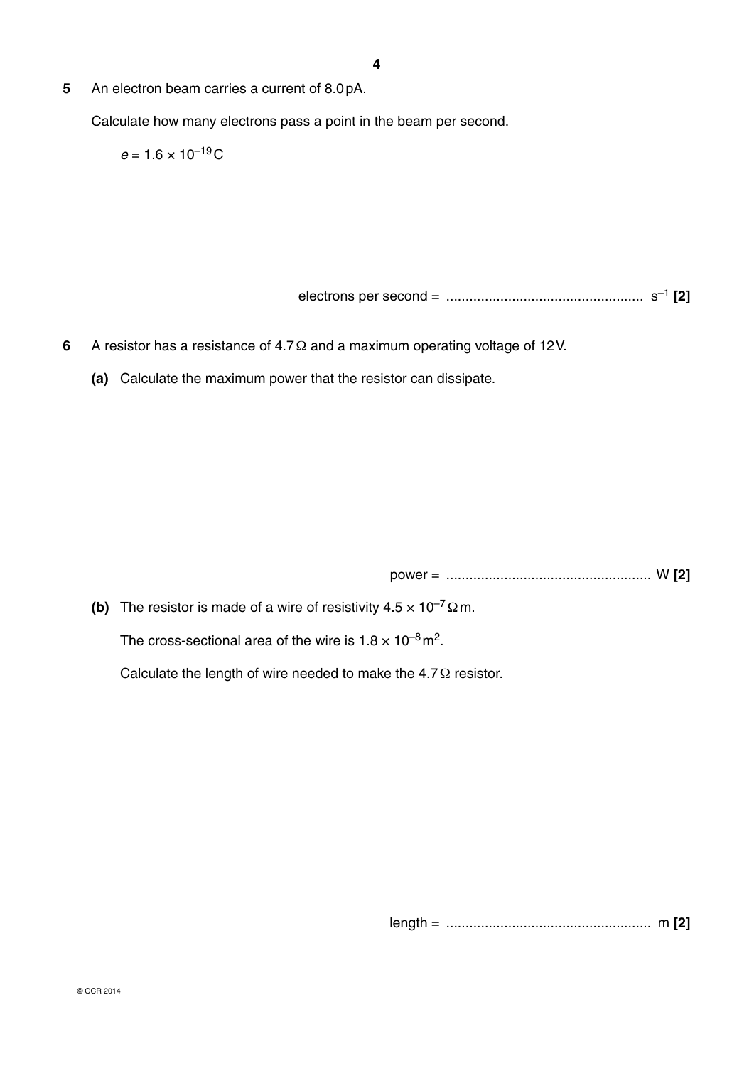**5** An electron beam carries a current of 8.0 pA.

Calculate how many electrons pass a point in the beam per second.

$e = 1.6 \times 10^{-19}$ C

electrons per second = .................................................. $s^{-1}$ **[2]**

**6** A resistor has a resistance of 4.7 Ω and a maximum operating voltage of 12 V.

**(a)** Calculate the maximum power that the resistor can dissipate.

power = .................................................... W **[2]**

**(b)** The resistor is made of a wire of resistivity $4.5 \times 10^{-7}$ Ω m.

The cross-sectional area of the wire is $1.8 \times 10^{-8}$ $m^2$.

Calculate the length of wire needed to make the 4.7 Ω resistor.

length = .................................................... m **[2]**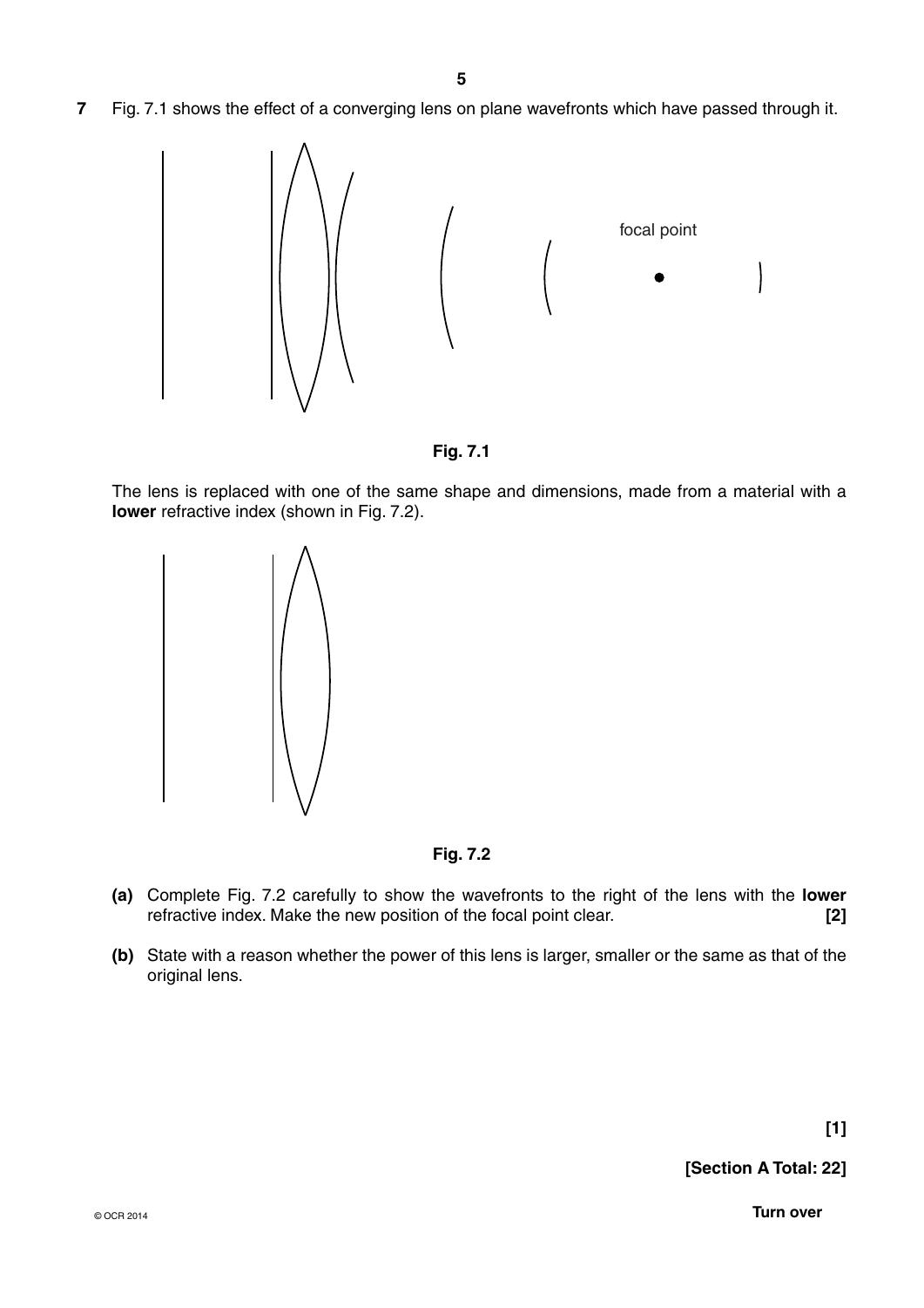**7** Fig. 7.1 shows the effect of a converging lens on plane wavefronts which have passed through it.

focal point

**Fig. 7.1**

The lens is replaced with one of the same shape and dimensions, made from a material with a **lower** refractive index (shown in Fig. 7.2).

**Fig. 7.2**

**(a)** Complete Fig. 7.2 carefully to show the wavefronts to the right of the lens with the **lower** refractive index. Make the new position of the focal point clear. **[2]**

**(b)** State with a reason whether the power of this lens is larger, smaller or the same as that of the original lens.

**[1]**

**[Section A Total: 22]**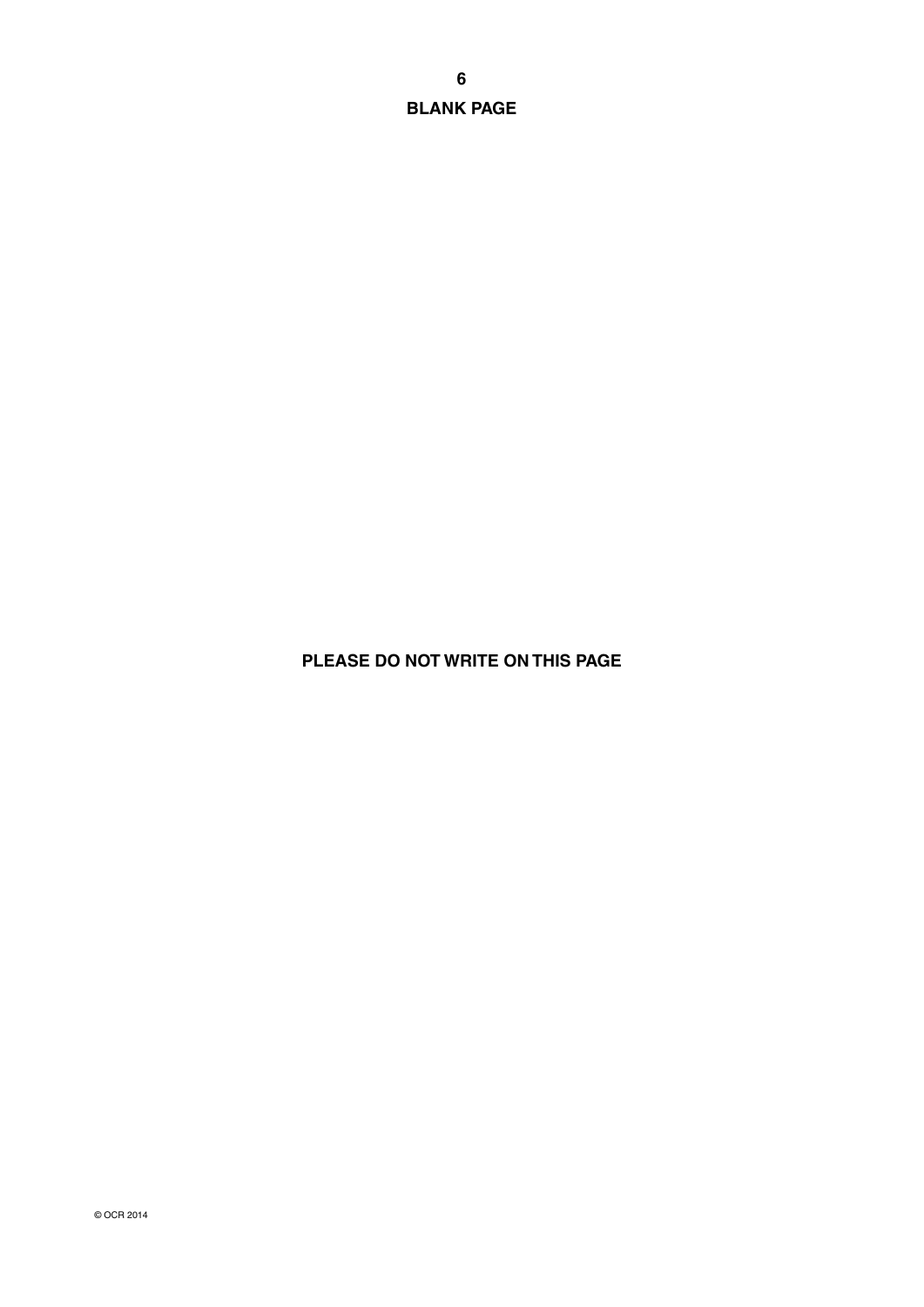**BLANK PAGE**

**PLEASE DO NOT WRITE ON THIS PAGE**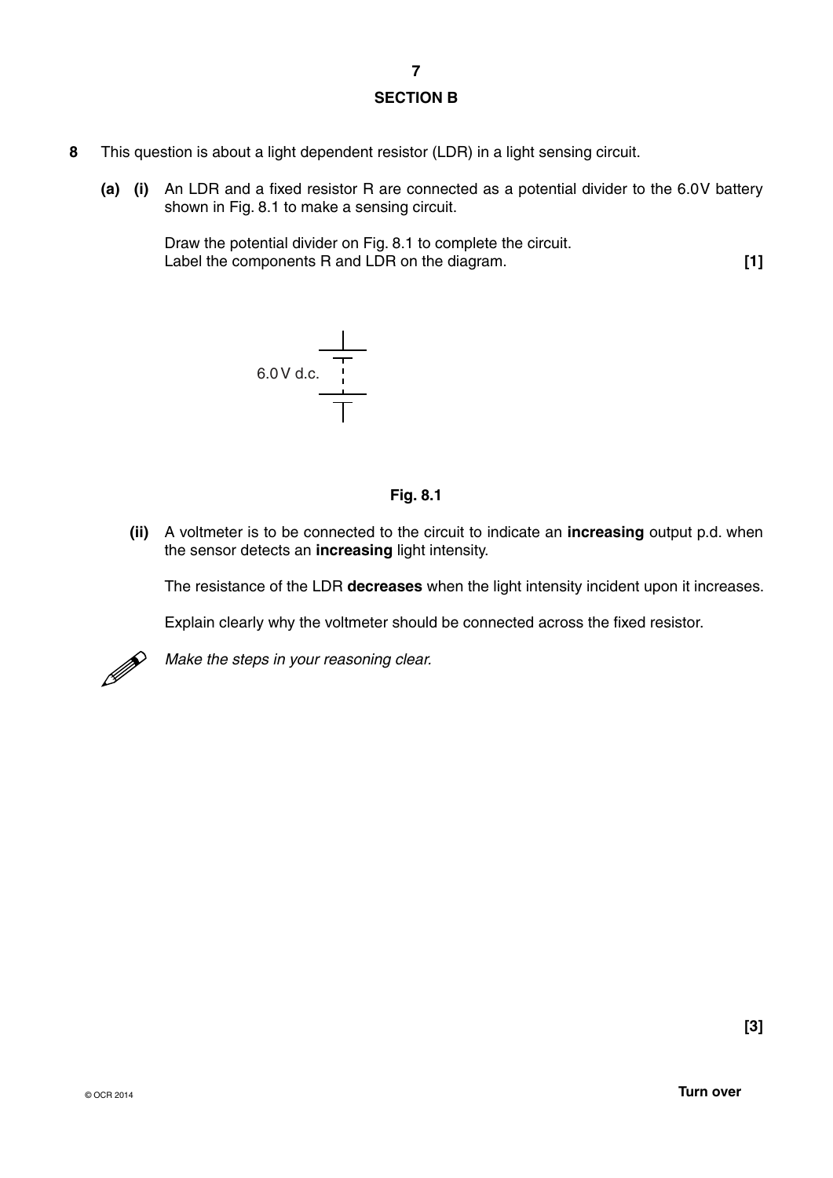## SECTION B

**8** This question is about a light dependent resistor (LDR) in a light sensing circuit.

**(a) (i)** An LDR and a fixed resistor R are connected as a potential divider to the 6.0V battery shown in Fig. 8.1 to make a sensing circuit.

Draw the potential divider on Fig. 8.1 to complete the circuit.
Label the components R and LDR on the diagram. **[1]**

6.0V d.c.

**Fig. 8.1**

**(ii)** A voltmeter is to be connected to the circuit to indicate an **increasing** output p.d. when the sensor detects an **increasing** light intensity.

The resistance of the LDR **decreases** when the light intensity incident upon it increases.

Explain clearly why the voltmeter should be connected across the fixed resistor.

*Make the steps in your reasoning clear.*

**[3]**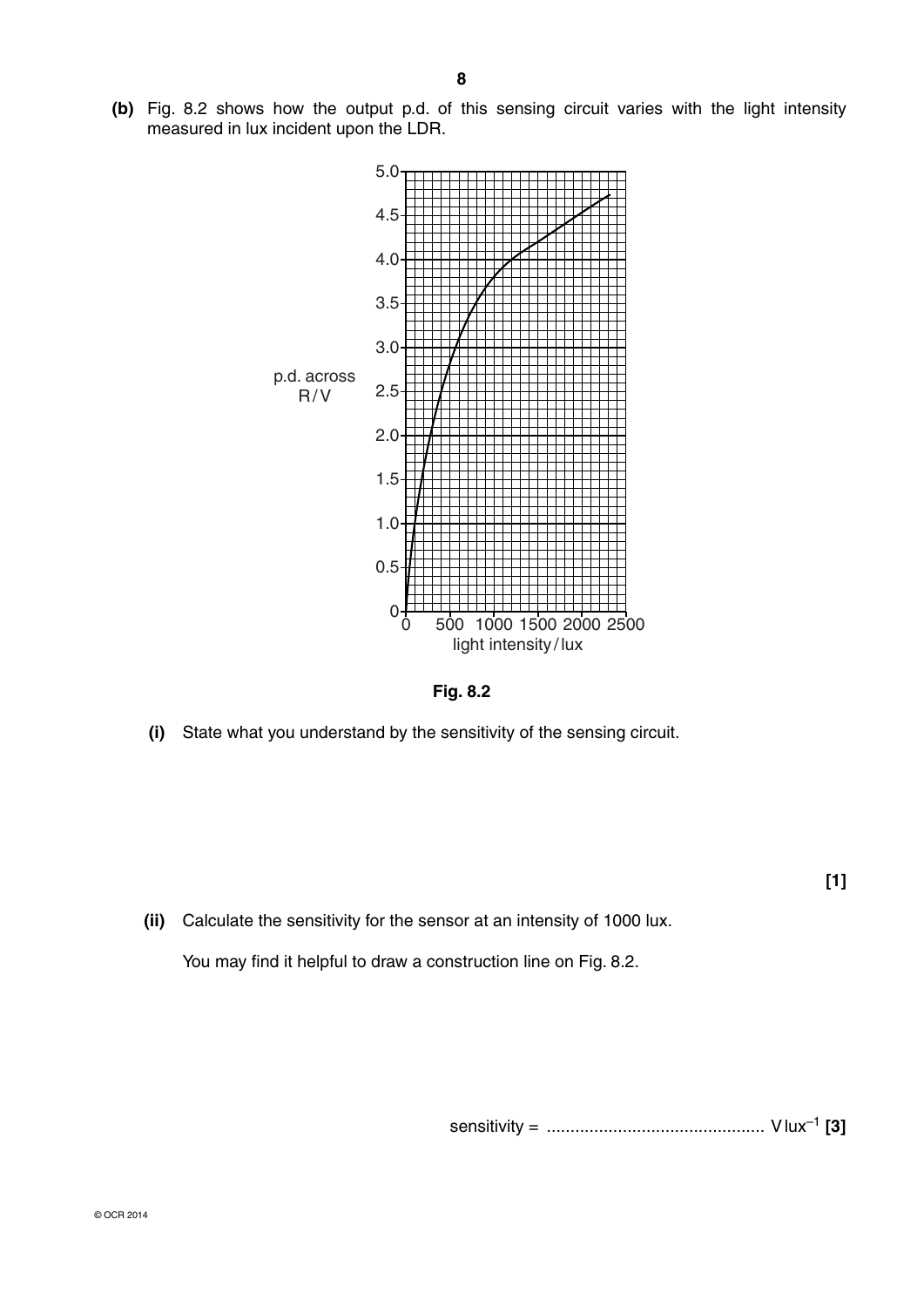**(b)** Fig. 8.2 shows how the output p.d. of this sensing circuit varies with the light intensity measured in lux incident upon the LDR.

**Fig. 8.2**

**(i)** State what you understand by the sensitivity of the sensing circuit.

**[1]**

**(ii)** Calculate the sensitivity for the sensor at an intensity of 1000 lux.

You may find it helpful to draw a construction line on Fig. 8.2.

sensitivity = ............................................. $V\,lux^{-1}$ **[3]**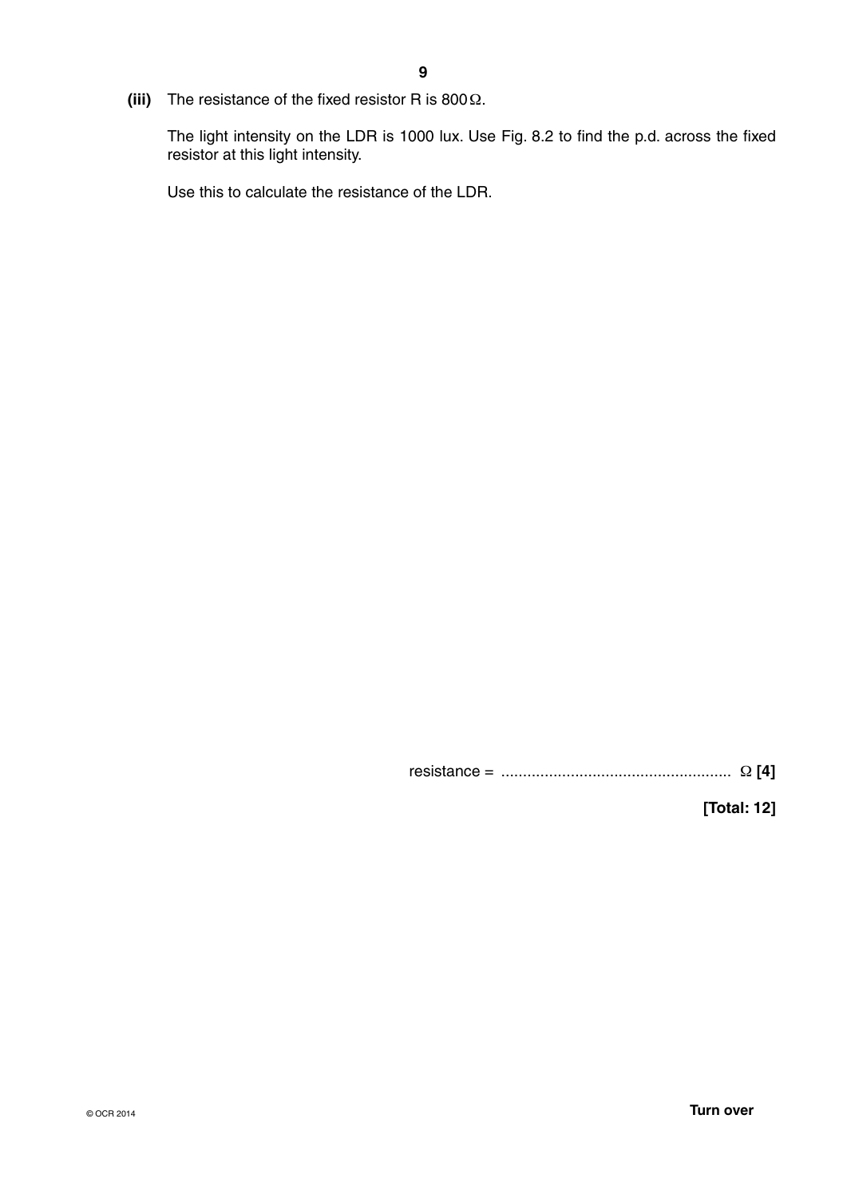**(iii)** The resistance of the fixed resistor R is 800 Ω.

The light intensity on the LDR is 1000 lux. Use Fig. 8.2 to find the p.d. across the fixed resistor at this light intensity.

Use this to calculate the resistance of the LDR.

resistance = ...................................................... Ω **[4]**

**[Total: 12]**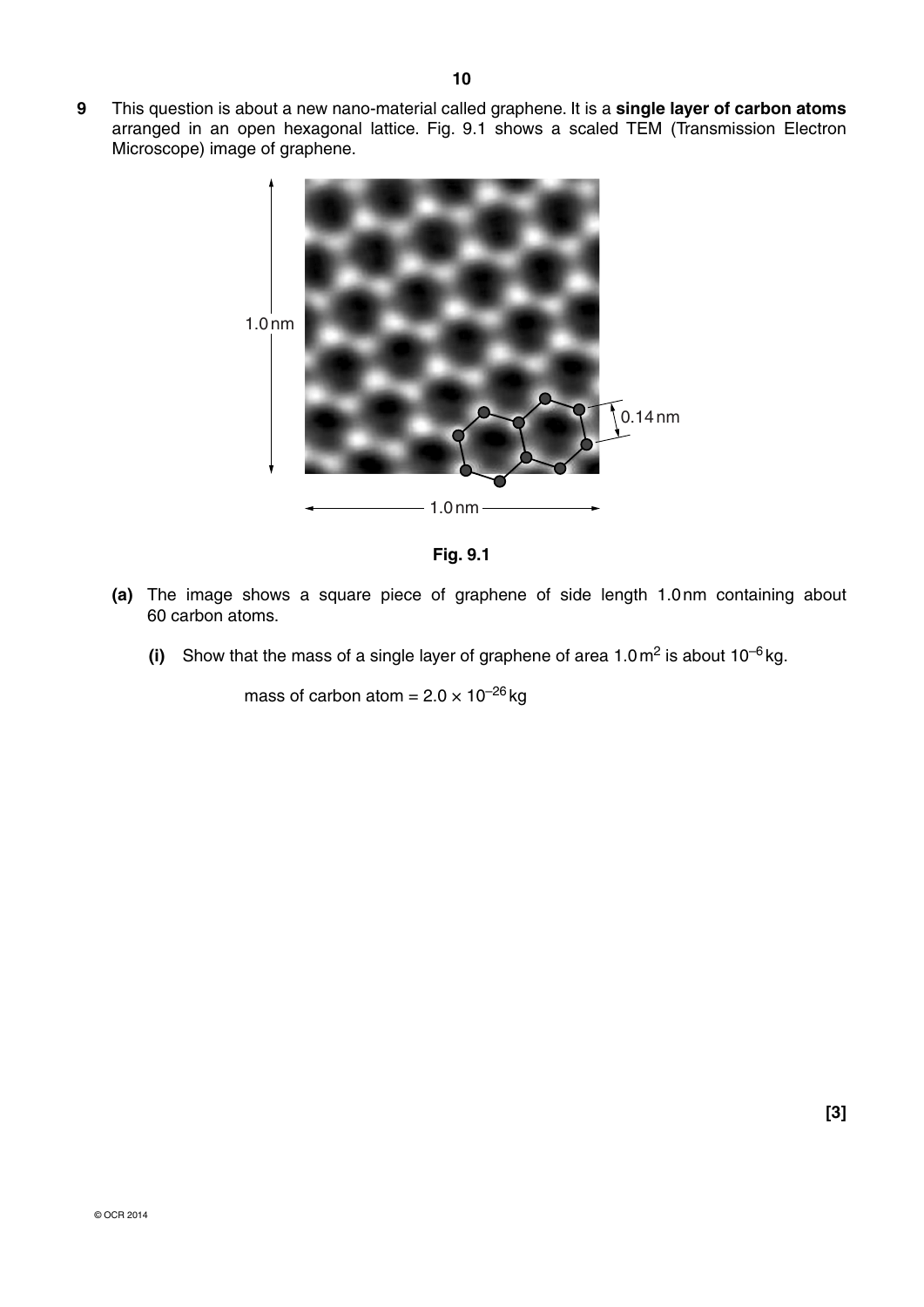**9** This question is about a new nano-material called graphene. It is a **single layer of carbon atoms** arranged in an open hexagonal lattice. Fig. 9.1 shows a scaled TEM (Transmission Electron Microscope) image of graphene.

**Fig. 9.1**

**(a)** The image shows a square piece of graphene of side length 1.0 nm containing about 60 carbon atoms.

**(i)** Show that the mass of a single layer of graphene of area $1.0\,\text{m}^2$ is about $10^{-6}$ kg.

mass of carbon atom = $2.0 \times 10^{-26}$ kg

**[3]**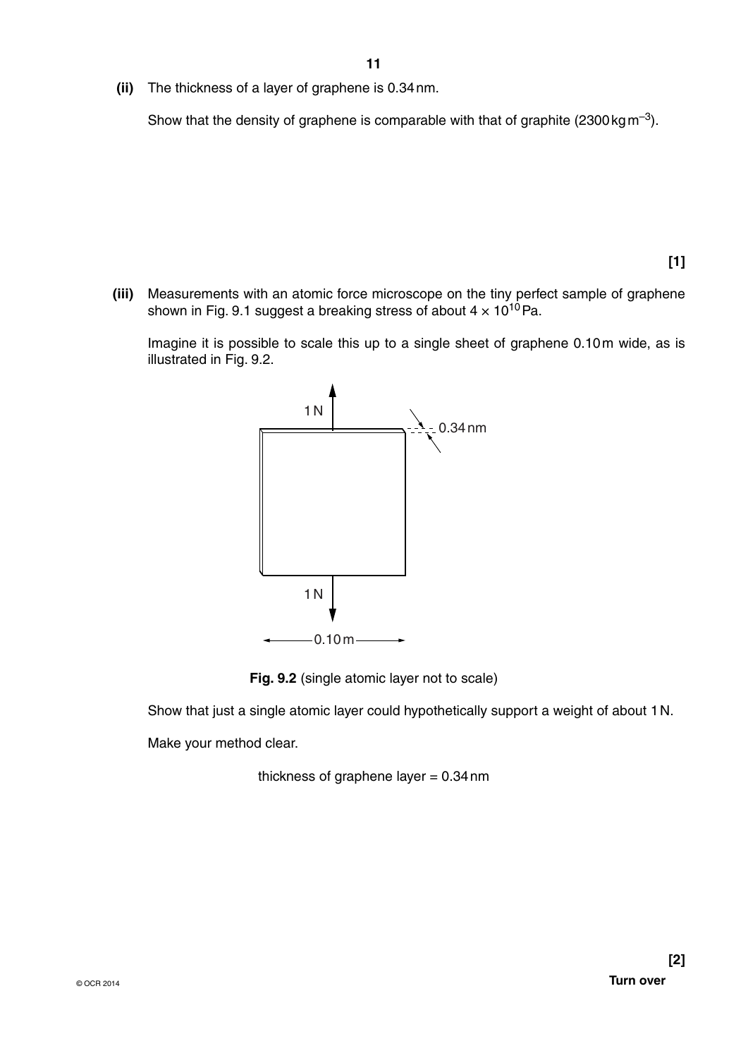**(ii)** The thickness of a layer of graphene is 0.34 nm.

Show that the density of graphene is comparable with that of graphite (2300 kg m$^{-3}$).

**[1]**

**(iii)** Measurements with an atomic force microscope on the tiny perfect sample of graphene shown in Fig. 9.1 suggest a breaking stress of about $4 \times 10^{10}$ Pa.

Imagine it is possible to scale this up to a single sheet of graphene 0.10 m wide, as is illustrated in Fig. 9.2.

1 N

0.34 nm

1 N

0.10 m

**Fig. 9.2** (single atomic layer not to scale)

Show that just a single atomic layer could hypothetically support a weight of about 1 N.

Make your method clear.

thickness of graphene layer = 0.34 nm

**[2]**

**Turn over**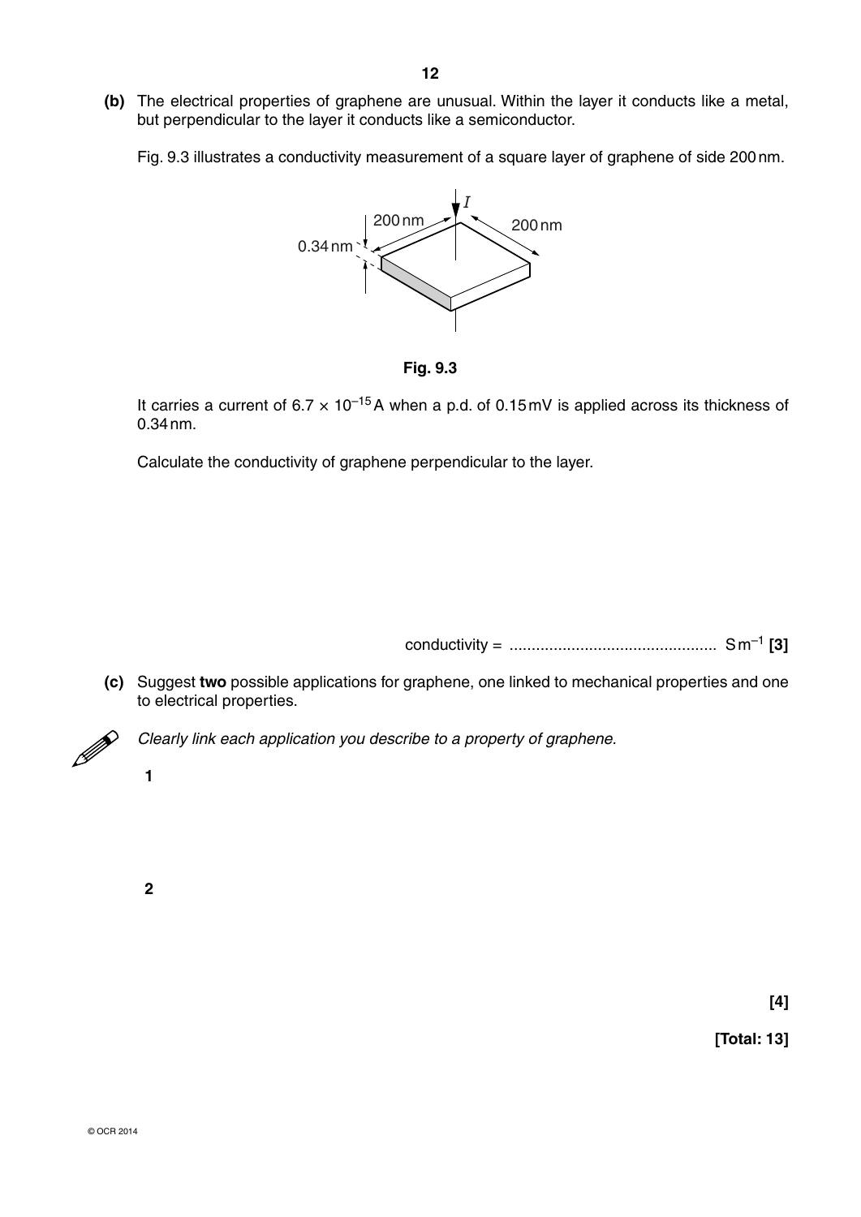**(b)** The electrical properties of graphene are unusual. Within the layer it conducts like a metal, but perpendicular to the layer it conducts like a semiconductor.

Fig. 9.3 illustrates a conductivity measurement of a square layer of graphene of side 200 nm.

**Fig. 9.3**

It carries a current of $6.7 \times 10^{-15}$ A when a p.d. of 0.15 mV is applied across its thickness of 0.34 nm.

Calculate the conductivity of graphene perpendicular to the layer.

conductivity = .............................................. S m$^{-1}$ **[3]**

**(c)** Suggest **two** possible applications for graphene, one linked to mechanical properties and one to electrical properties.

*Clearly link each application you describe to a property of graphene.*

**1**

**2**

**[4]**

**[Total: 13]**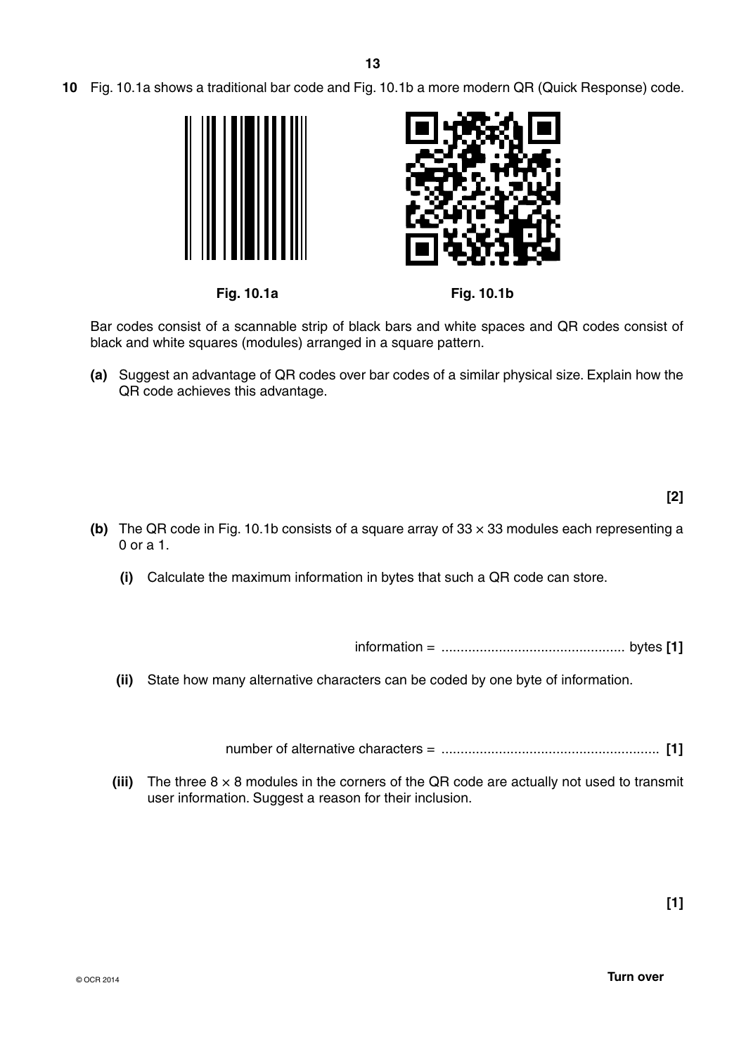**10** Fig. 10.1a shows a traditional bar code and Fig. 10.1b a more modern QR (Quick Response) code.

Fig. 10.1a

Fig. 10.1b

Bar codes consist of a scannable strip of black bars and white spaces and QR codes consist of black and white squares (modules) arranged in a square pattern.

**(a)** Suggest an advantage of QR codes over bar codes of a similar physical size. Explain how the QR code achieves this advantage.

**[2]**

**(b)** The QR code in Fig. 10.1b consists of a square array of $33 \times 33$ modules each representing a 0 or a 1.

**(i)** Calculate the maximum information in bytes that such a QR code can store.

information = ............................................... bytes **[1]**

**(ii)** State how many alternative characters can be coded by one byte of information.

number of alternative characters = ........................................................ **[1]**

**(iii)** The three $8 \times 8$ modules in the corners of the QR code are actually not used to transmit user information. Suggest a reason for their inclusion.

**[1]**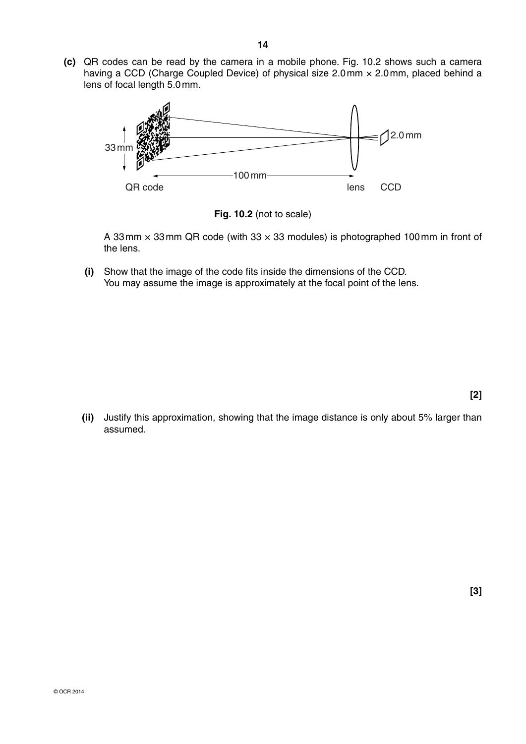**(c)** QR codes can be read by the camera in a mobile phone. Fig. 10.2 shows such a camera having a CCD (Charge Coupled Device) of physical size 2.0 mm × 2.0 mm, placed behind a lens of focal length 5.0 mm.

**Fig. 10.2** (not to scale)

A 33 mm × 33 mm QR code (with 33 × 33 modules) is photographed 100 mm in front of the lens.

**(i)** Show that the image of the code fits inside the dimensions of the CCD.
You may assume the image is approximately at the focal point of the lens.

**[2]**

**(ii)** Justify this approximation, showing that the image distance is only about 5% larger than assumed.

**[3]**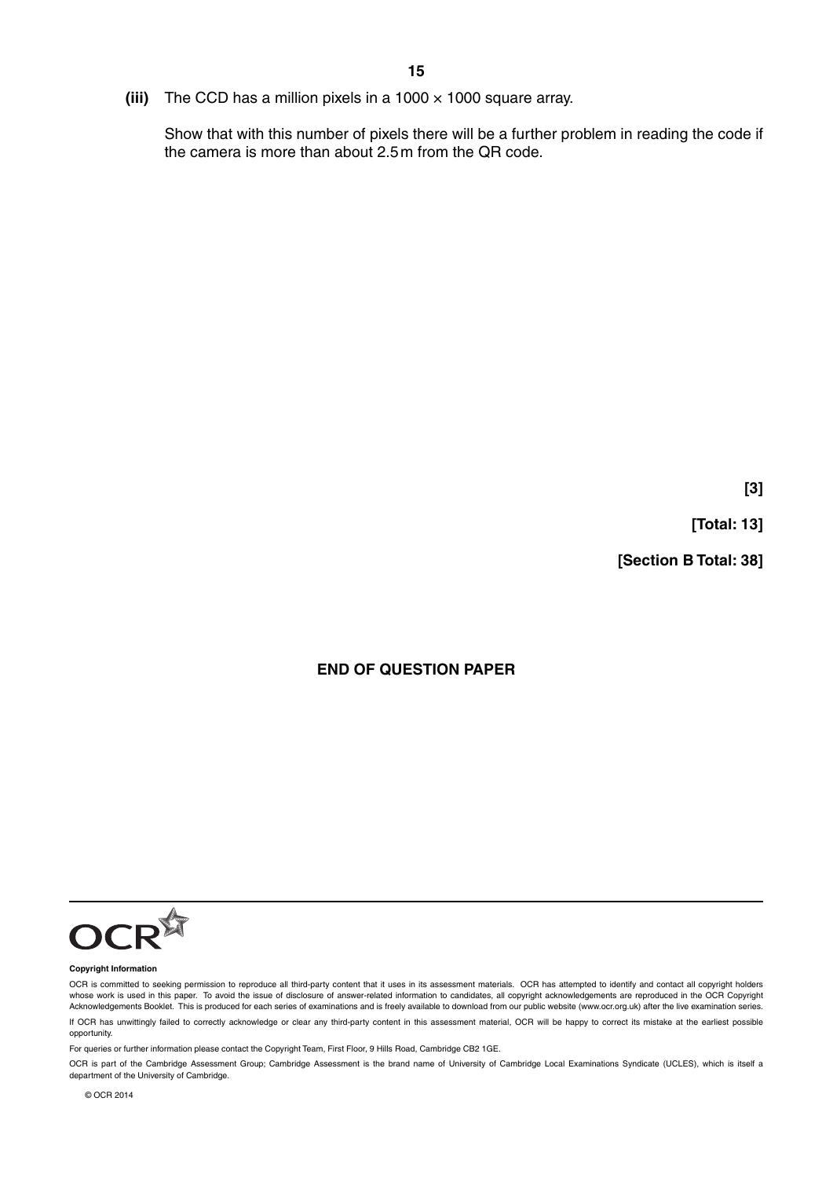**(iii)** The CCD has a million pixels in a $1000 \times 1000$ square array.

Show that with this number of pixels there will be a further problem in reading the code if the camera is more than about 2.5 m from the QR code.

**[3]**

**[Total: 13]**

**[Section B Total: 38]**

**END OF QUESTION PAPER**

**Copyright Information**

OCR is committed to seeking permission to reproduce all third-party content that it uses in its assessment materials. OCR has attempted to identify and contact all copyright holders whose work is used in this paper. To avoid the issue of disclosure of answer-related information to candidates, all copyright acknowledgements are reproduced in the OCR Copyright Acknowledgements Booklet. This is produced for each series of examinations and is freely available to download from our public website (www.ocr.org.uk) after the live examination series.

If OCR has unwittingly failed to correctly acknowledge or clear any third-party content in this assessment material, OCR will be happy to correct its mistake at the earliest possible opportunity.

For queries or further information please contact the Copyright Team, First Floor, 9 Hills Road, Cambridge CB2 1GE.

OCR is part of the Cambridge Assessment Group; Cambridge Assessment is the brand name of University of Cambridge Local Examinations Syndicate (UCLES), which is itself a department of the University of Cambridge.

© OCR 2014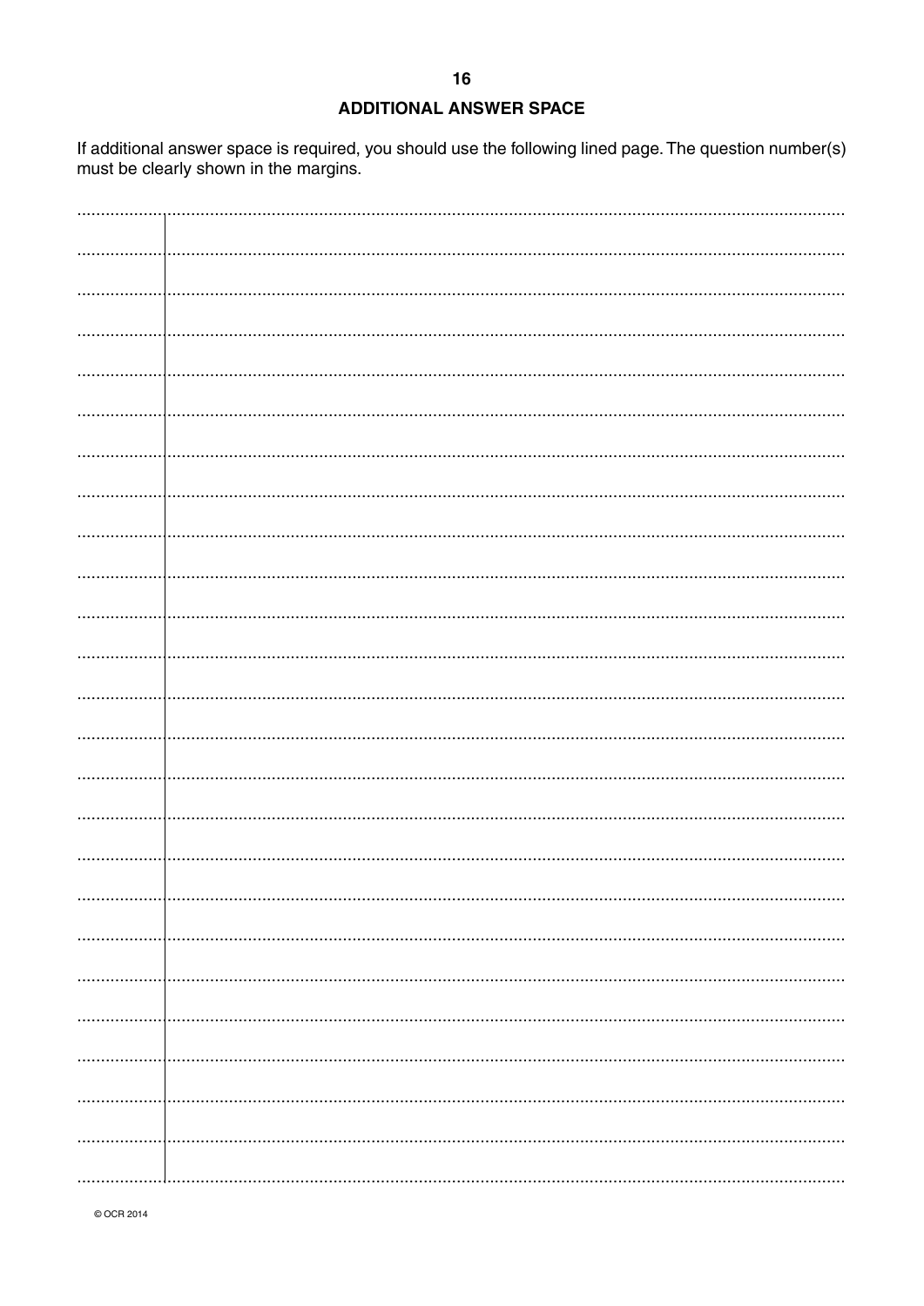## ADDITIONAL ANSWER SPACE

If additional answer space is required, you should use the following lined page. The question number(s) must be clearly shown in the margins.

© OCR 2014